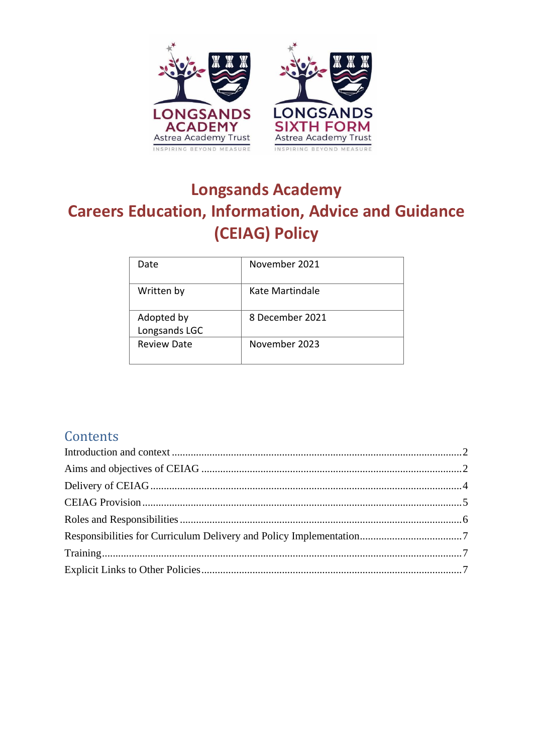# Longsands Academy

# Careers Education, Information, Advice and Guidance (CEIAG) Policy

| Date | November 2021 |
|---|---|
| Written by | Kate Martindale |
| Adopted by Longsands LGC | 8 December 2021 |
| Review Date | November 2023 |

## Contents

Introduction and context .......... 2
Aims and objectives of CEIAG .......... 2
Delivery of CEIAG .......... 4
CEIAG Provision .......... 5
Roles and Responsibilities .......... 6
Responsibilities for Curriculum Delivery and Policy Implementation .......... 7
Training .......... 7
Explicit Links to Other Policies .......... 7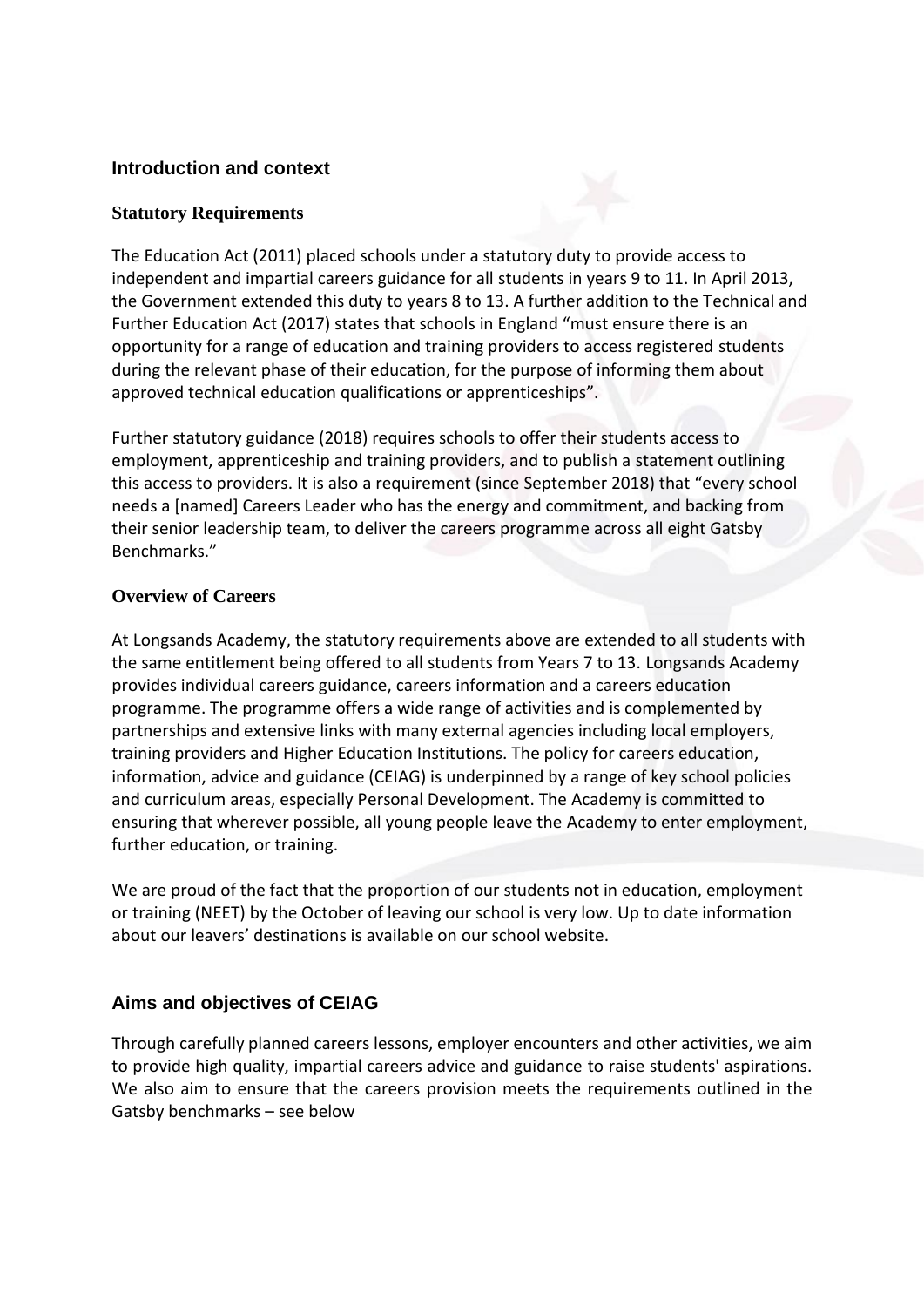## Introduction and context

### Statutory Requirements

The Education Act (2011) placed schools under a statutory duty to provide access to independent and impartial careers guidance for all students in years 9 to 11. In April 2013, the Government extended this duty to years 8 to 13. A further addition to the Technical and Further Education Act (2017) states that schools in England "must ensure there is an opportunity for a range of education and training providers to access registered students during the relevant phase of their education, for the purpose of informing them about approved technical education qualifications or apprenticeships".

Further statutory guidance (2018) requires schools to offer their students access to employment, apprenticeship and training providers, and to publish a statement outlining this access to providers. It is also a requirement (since September 2018) that "every school needs a [named] Careers Leader who has the energy and commitment, and backing from their senior leadership team, to deliver the careers programme across all eight Gatsby Benchmarks."

### Overview of Careers

At Longsands Academy, the statutory requirements above are extended to all students with the same entitlement being offered to all students from Years 7 to 13. Longsands Academy provides individual careers guidance, careers information and a careers education programme. The programme offers a wide range of activities and is complemented by partnerships and extensive links with many external agencies including local employers, training providers and Higher Education Institutions. The policy for careers education, information, advice and guidance (CEIAG) is underpinned by a range of key school policies and curriculum areas, especially Personal Development. The Academy is committed to ensuring that wherever possible, all young people leave the Academy to enter employment, further education, or training.

We are proud of the fact that the proportion of our students not in education, employment or training (NEET) by the October of leaving our school is very low. Up to date information about our leavers' destinations is available on our school website.

## Aims and objectives of CEIAG

Through carefully planned careers lessons, employer encounters and other activities, we aim to provide high quality, impartial careers advice and guidance to raise students' aspirations. We also aim to ensure that the careers provision meets the requirements outlined in the Gatsby benchmarks – see below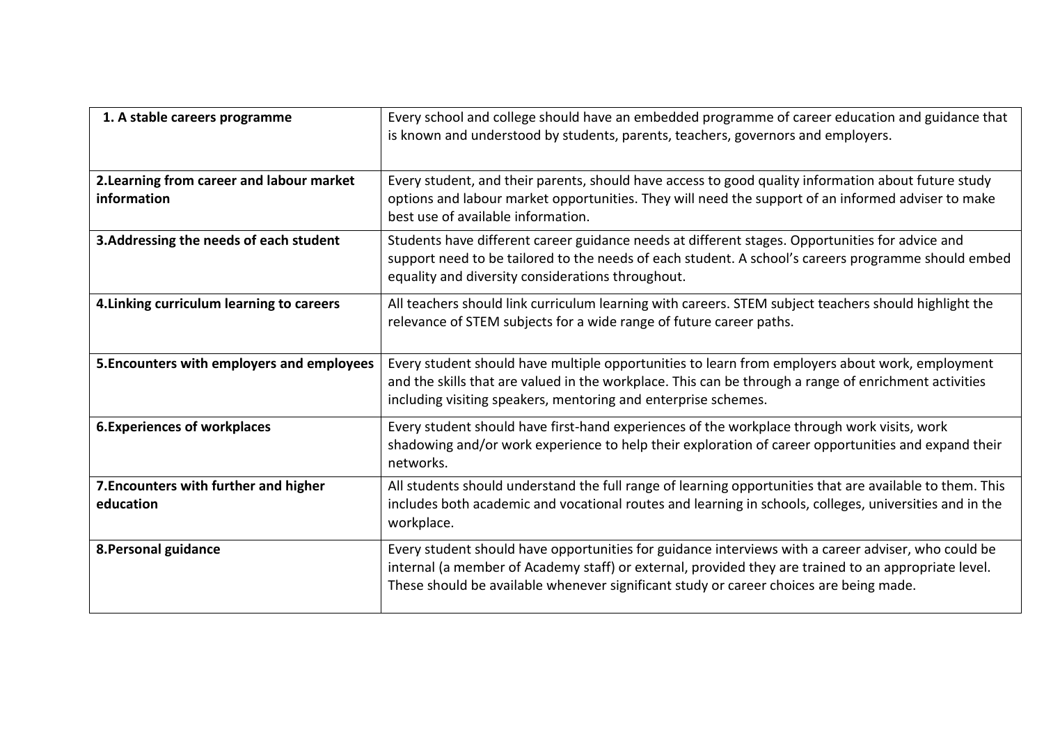| 1. A stable careers programme | Every school and college should have an embedded programme of career education and guidance that is known and understood by students, parents, teachers, governors and employers. |
|---|---|
| **2.Learning from career and labour market information** | Every student, and their parents, should have access to good quality information about future study options and labour market opportunities. They will need the support of an informed adviser to make best use of available information. |
| **3.Addressing the needs of each student** | Students have different career guidance needs at different stages. Opportunities for advice and support need to be tailored to the needs of each student. A school's careers programme should embed equality and diversity considerations throughout. |
| **4.Linking curriculum learning to careers** | All teachers should link curriculum learning with careers. STEM subject teachers should highlight the relevance of STEM subjects for a wide range of future career paths. |
| **5.Encounters with employers and employees** | Every student should have multiple opportunities to learn from employers about work, employment and the skills that are valued in the workplace. This can be through a range of enrichment activities including visiting speakers, mentoring and enterprise schemes. |
| **6.Experiences of workplaces** | Every student should have first-hand experiences of the workplace through work visits, work shadowing and/or work experience to help their exploration of career opportunities and expand their networks. |
| **7.Encounters with further and higher education** | All students should understand the full range of learning opportunities that are available to them. This includes both academic and vocational routes and learning in schools, colleges, universities and in the workplace. |
| **8.Personal guidance** | Every student should have opportunities for guidance interviews with a career adviser, who could be internal (a member of Academy staff) or external, provided they are trained to an appropriate level. These should be available whenever significant study or career choices are being made. |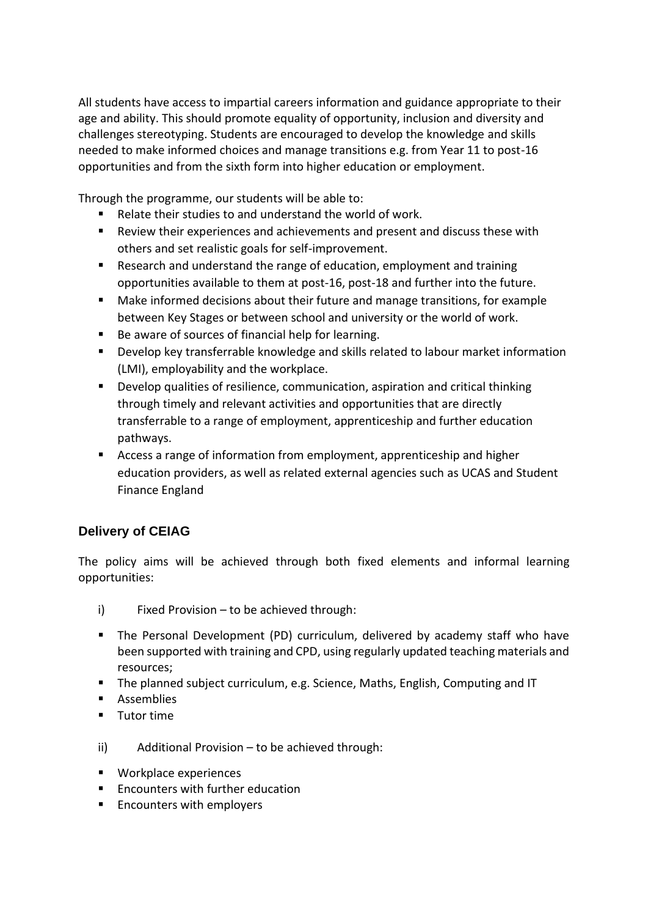All students have access to impartial careers information and guidance appropriate to their age and ability. This should promote equality of opportunity, inclusion and diversity and challenges stereotyping. Students are encouraged to develop the knowledge and skills needed to make informed choices and manage transitions e.g. from Year 11 to post-16 opportunities and from the sixth form into higher education or employment.

Through the programme, our students will be able to:

- Relate their studies to and understand the world of work.
- Review their experiences and achievements and present and discuss these with others and set realistic goals for self-improvement.
- Research and understand the range of education, employment and training opportunities available to them at post-16, post-18 and further into the future.
- Make informed decisions about their future and manage transitions, for example between Key Stages or between school and university or the world of work.
- Be aware of sources of financial help for learning.
- Develop key transferrable knowledge and skills related to labour market information (LMI), employability and the workplace.
- Develop qualities of resilience, communication, aspiration and critical thinking through timely and relevant activities and opportunities that are directly transferrable to a range of employment, apprenticeship and further education pathways.
- Access a range of information from employment, apprenticeship and higher education providers, as well as related external agencies such as UCAS and Student Finance England

## Delivery of CEIAG

The policy aims will be achieved through both fixed elements and informal learning opportunities:

i) Fixed Provision – to be achieved through:

- The Personal Development (PD) curriculum, delivered by academy staff who have been supported with training and CPD, using regularly updated teaching materials and resources;
- The planned subject curriculum, e.g. Science, Maths, English, Computing and IT
- Assemblies
- Tutor time

ii) Additional Provision – to be achieved through:

- Workplace experiences
- Encounters with further education
- Encounters with employers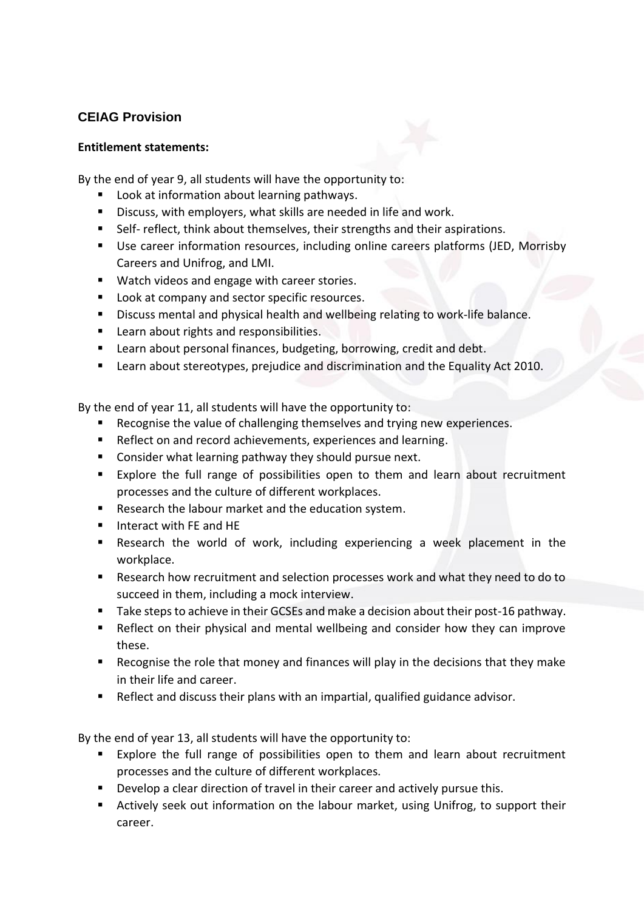## CEIAG Provision

**Entitlement statements:**

By the end of year 9, all students will have the opportunity to:

- Look at information about learning pathways.
- Discuss, with employers, what skills are needed in life and work.
- Self- reflect, think about themselves, their strengths and their aspirations.
- Use career information resources, including online careers platforms (JED, Morrisby Careers and Unifrog, and LMI.
- Watch videos and engage with career stories.
- Look at company and sector specific resources.
- Discuss mental and physical health and wellbeing relating to work-life balance.
- Learn about rights and responsibilities.
- Learn about personal finances, budgeting, borrowing, credit and debt.
- Learn about stereotypes, prejudice and discrimination and the Equality Act 2010.

By the end of year 11, all students will have the opportunity to:

- Recognise the value of challenging themselves and trying new experiences.
- Reflect on and record achievements, experiences and learning.
- Consider what learning pathway they should pursue next.
- Explore the full range of possibilities open to them and learn about recruitment processes and the culture of different workplaces.
- Research the labour market and the education system.
- Interact with FE and HE
- Research the world of work, including experiencing a week placement in the workplace.
- Research how recruitment and selection processes work and what they need to do to succeed in them, including a mock interview.
- Take steps to achieve in their GCSEs and make a decision about their post-16 pathway.
- Reflect on their physical and mental wellbeing and consider how they can improve these.
- Recognise the role that money and finances will play in the decisions that they make in their life and career.
- Reflect and discuss their plans with an impartial, qualified guidance advisor.

By the end of year 13, all students will have the opportunity to:

- Explore the full range of possibilities open to them and learn about recruitment processes and the culture of different workplaces.
- Develop a clear direction of travel in their career and actively pursue this.
- Actively seek out information on the labour market, using Unifrog, to support their career.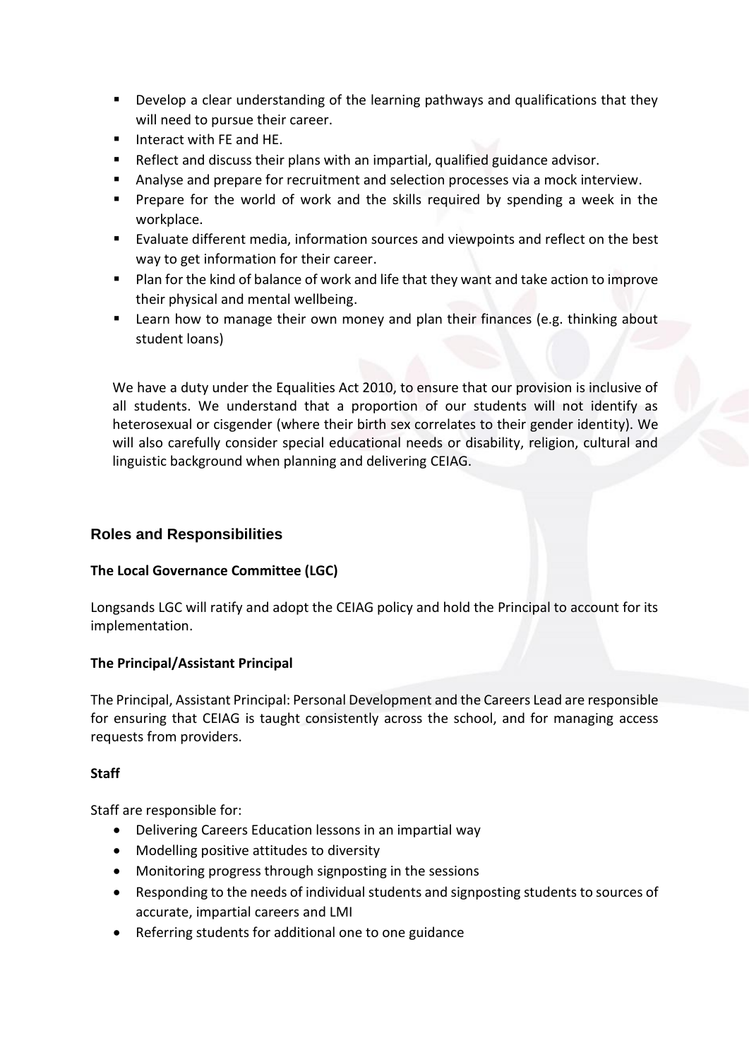- Develop a clear understanding of the learning pathways and qualifications that they will need to pursue their career.
- Interact with FE and HE.
- Reflect and discuss their plans with an impartial, qualified guidance advisor.
- Analyse and prepare for recruitment and selection processes via a mock interview.
- Prepare for the world of work and the skills required by spending a week in the workplace.
- Evaluate different media, information sources and viewpoints and reflect on the best way to get information for their career.
- Plan for the kind of balance of work and life that they want and take action to improve their physical and mental wellbeing.
- Learn how to manage their own money and plan their finances (e.g. thinking about student loans)

We have a duty under the Equalities Act 2010, to ensure that our provision is inclusive of all students. We understand that a proportion of our students will not identify as heterosexual or cisgender (where their birth sex correlates to their gender identity). We will also carefully consider special educational needs or disability, religion, cultural and linguistic background when planning and delivering CEIAG.

## Roles and Responsibilities

**The Local Governance Committee (LGC)**

Longsands LGC will ratify and adopt the CEIAG policy and hold the Principal to account for its implementation.

**The Principal/Assistant Principal**

The Principal, Assistant Principal: Personal Development and the Careers Lead are responsible for ensuring that CEIAG is taught consistently across the school, and for managing access requests from providers.

**Staff**

Staff are responsible for:

- Delivering Careers Education lessons in an impartial way
- Modelling positive attitudes to diversity
- Monitoring progress through signposting in the sessions
- Responding to the needs of individual students and signposting students to sources of accurate, impartial careers and LMI
- Referring students for additional one to one guidance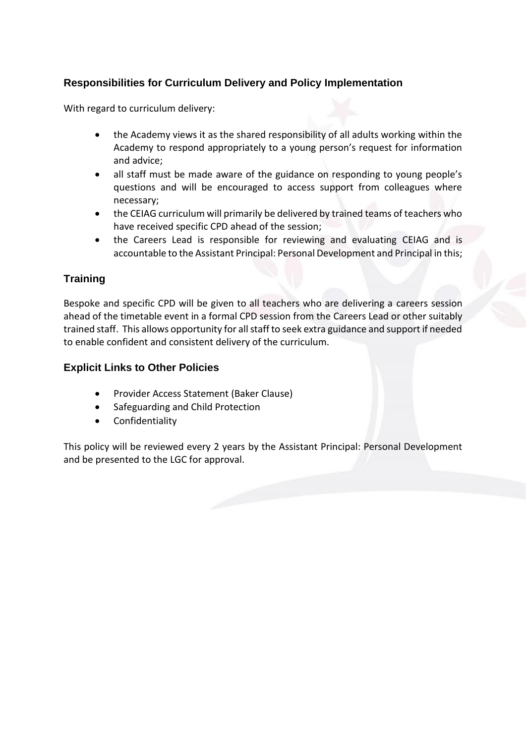## Responsibilities for Curriculum Delivery and Policy Implementation

With regard to curriculum delivery:

- the Academy views it as the shared responsibility of all adults working within the Academy to respond appropriately to a young person's request for information and advice;
- all staff must be made aware of the guidance on responding to young people's questions and will be encouraged to access support from colleagues where necessary;
- the CEIAG curriculum will primarily be delivered by trained teams of teachers who have received specific CPD ahead of the session;
- the Careers Lead is responsible for reviewing and evaluating CEIAG and is accountable to the Assistant Principal: Personal Development and Principal in this;

## Training

Bespoke and specific CPD will be given to all teachers who are delivering a careers session ahead of the timetable event in a formal CPD session from the Careers Lead or other suitably trained staff. This allows opportunity for all staff to seek extra guidance and support if needed to enable confident and consistent delivery of the curriculum.

## Explicit Links to Other Policies

- Provider Access Statement (Baker Clause)
- Safeguarding and Child Protection
- Confidentiality

This policy will be reviewed every 2 years by the Assistant Principal: Personal Development and be presented to the LGC for approval.